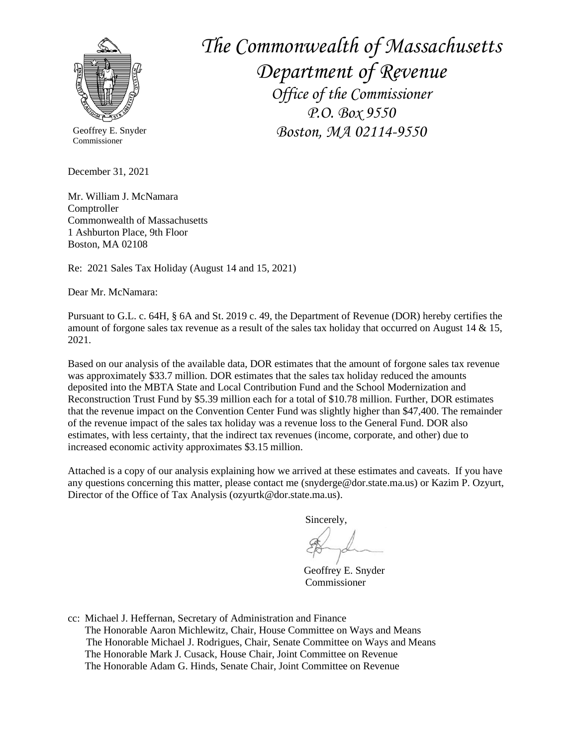# The Commonwealth of Massachusetts
## Department of Revenue
### Office of the Commissioner
P.O. Box 9550
Boston, MA 02114-9550

Geoffrey E. Snyder
Commissioner

December 31, 2021

Mr. William J. McNamara
Comptroller
Commonwealth of Massachusetts
1 Ashburton Place, 9th Floor
Boston, MA 02108

Re: 2021 Sales Tax Holiday (August 14 and 15, 2021)

Dear Mr. McNamara:

Pursuant to G.L. c. 64H, § 6A and St. 2019 c. 49, the Department of Revenue (DOR) hereby certifies the amount of forgone sales tax revenue as a result of the sales tax holiday that occurred on August 14 & 15, 2021.

Based on our analysis of the available data, DOR estimates that the amount of forgone sales tax revenue was approximately $33.7 million. DOR estimates that the sales tax holiday reduced the amounts deposited into the MBTA State and Local Contribution Fund and the School Modernization and Reconstruction Trust Fund by $5.39 million each for a total of $10.78 million. Further, DOR estimates that the revenue impact on the Convention Center Fund was slightly higher than $47,400. The remainder of the revenue impact of the sales tax holiday was a revenue loss to the General Fund. DOR also estimates, with less certainty, that the indirect tax revenues (income, corporate, and other) due to increased economic activity approximates $3.15 million.

Attached is a copy of our analysis explaining how we arrived at these estimates and caveats. If you have any questions concerning this matter, please contact me (snyderge@dor.state.ma.us) or Kazim P. Ozyurt, Director of the Office of Tax Analysis (ozyurtk@dor.state.ma.us).

Sincerely,

Geoffrey E. Snyder
Commissioner

cc: Michael J. Heffernan, Secretary of Administration and Finance
The Honorable Aaron Michlewitz, Chair, House Committee on Ways and Means
The Honorable Michael J. Rodrigues, Chair, Senate Committee on Ways and Means
The Honorable Mark J. Cusack, House Chair, Joint Committee on Revenue
The Honorable Adam G. Hinds, Senate Chair, Joint Committee on Revenue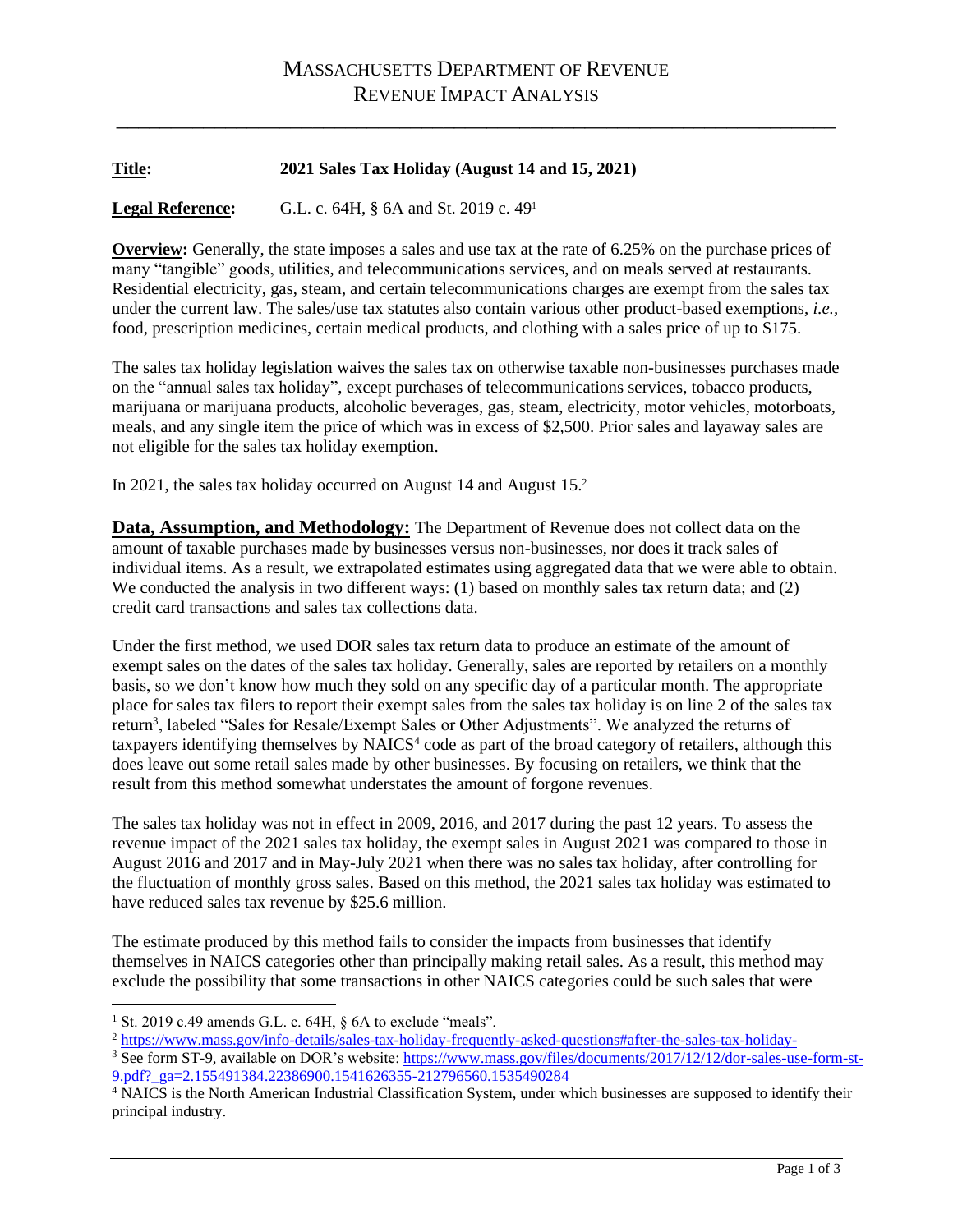# MASSACHUSETTS DEPARTMENT OF REVENUE
# REVENUE IMPACT ANALYSIS

**Title:** **2021 Sales Tax Holiday (August 14 and 15, 2021)**

**Legal Reference:** G.L. c. 64H, § 6A and St. 2019 c. 49[1]

**Overview:** Generally, the state imposes a sales and use tax at the rate of 6.25% on the purchase prices of many "tangible" goods, utilities, and telecommunications services, and on meals served at restaurants. Residential electricity, gas, steam, and certain telecommunications charges are exempt from the sales tax under the current law. The sales/use tax statutes also contain various other product-based exemptions, *i.e.,* food, prescription medicines, certain medical products, and clothing with a sales price of up to $175.

The sales tax holiday legislation waives the sales tax on otherwise taxable non-businesses purchases made on the "annual sales tax holiday", except purchases of telecommunications services, tobacco products, marijuana or marijuana products, alcoholic beverages, gas, steam, electricity, motor vehicles, motorboats, meals, and any single item the price of which was in excess of $2,500. Prior sales and layaway sales are not eligible for the sales tax holiday exemption.

In 2021, the sales tax holiday occurred on August 14 and August 15.[2]

**Data, Assumption, and Methodology:** The Department of Revenue does not collect data on the amount of taxable purchases made by businesses versus non-businesses, nor does it track sales of individual items. As a result, we extrapolated estimates using aggregated data that we were able to obtain. We conducted the analysis in two different ways: (1) based on monthly sales tax return data; and (2) credit card transactions and sales tax collections data.

Under the first method, we used DOR sales tax return data to produce an estimate of the amount of exempt sales on the dates of the sales tax holiday. Generally, sales are reported by retailers on a monthly basis, so we don't know how much they sold on any specific day of a particular month. The appropriate place for sales tax filers to report their exempt sales from the sales tax holiday is on line 2 of the sales tax return[3], labeled "Sales for Resale/Exempt Sales or Other Adjustments". We analyzed the returns of taxpayers identifying themselves by NAICS[4] code as part of the broad category of retailers, although this does leave out some retail sales made by other businesses. By focusing on retailers, we think that the result from this method somewhat understates the amount of forgone revenues.

The sales tax holiday was not in effect in 2009, 2016, and 2017 during the past 12 years. To assess the revenue impact of the 2021 sales tax holiday, the exempt sales in August 2021 was compared to those in August 2016 and 2017 and in May-July 2021 when there was no sales tax holiday, after controlling for the fluctuation of monthly gross sales. Based on this method, the 2021 sales tax holiday was estimated to have reduced sales tax revenue by $25.6 million.

The estimate produced by this method fails to consider the impacts from businesses that identify themselves in NAICS categories other than principally making retail sales. As a result, this method may exclude the possibility that some transactions in other NAICS categories could be such sales that were

---

[1] St. 2019 c.49 amends G.L. c. 64H, § 6A to exclude "meals".

[2] https://www.mass.gov/info-details/sales-tax-holiday-frequently-asked-questions#after-the-sales-tax-holiday-

[3] See form ST-9, available on DOR's website: https://www.mass.gov/files/documents/2017/12/12/dor-sales-use-form-st-9.pdf?_ga=2.155491384.22386900.1541626355-212796560.1535490284

[4] NAICS is the North American Industrial Classification System, under which businesses are supposed to identify their principal industry.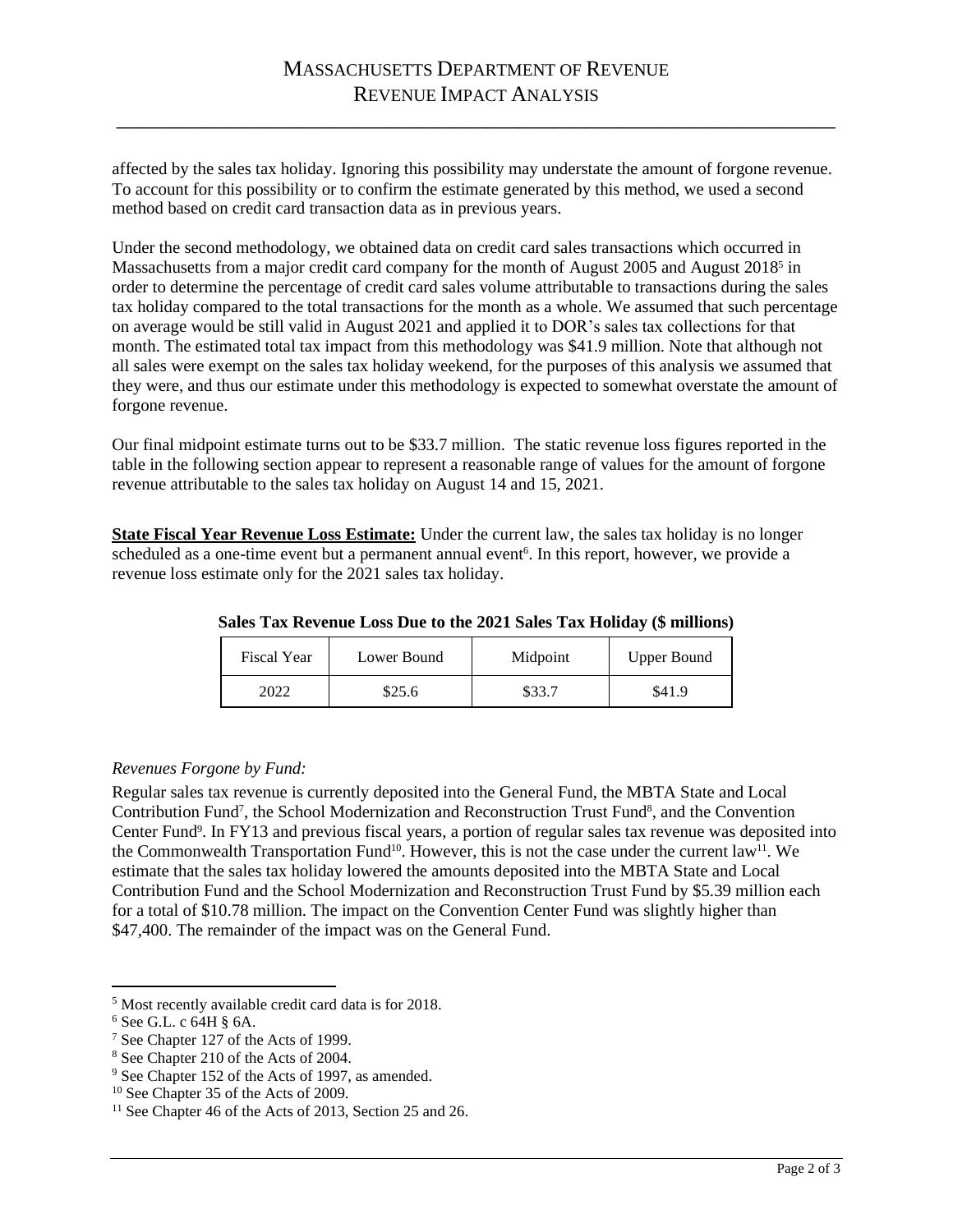affected by the sales tax holiday. Ignoring this possibility may understate the amount of forgone revenue. To account for this possibility or to confirm the estimate generated by this method, we used a second method based on credit card transaction data as in previous years.

Under the second methodology, we obtained data on credit card sales transactions which occurred in Massachusetts from a major credit card company for the month of August 2005 and August 2018[5] in order to determine the percentage of credit card sales volume attributable to transactions during the sales tax holiday compared to the total transactions for the month as a whole. We assumed that such percentage on average would be still valid in August 2021 and applied it to DOR's sales tax collections for that month. The estimated total tax impact from this methodology was $41.9 million. Note that although not all sales were exempt on the sales tax holiday weekend, for the purposes of this analysis we assumed that they were, and thus our estimate under this methodology is expected to somewhat overstate the amount of forgone revenue.

Our final midpoint estimate turns out to be $33.7 million. The static revenue loss figures reported in the table in the following section appear to represent a reasonable range of values for the amount of forgone revenue attributable to the sales tax holiday on August 14 and 15, 2021.

**State Fiscal Year Revenue Loss Estimate:** Under the current law, the sales tax holiday is no longer scheduled as a one-time event but a permanent annual event[6]. In this report, however, we provide a revenue loss estimate only for the 2021 sales tax holiday.

**Sales Tax Revenue Loss Due to the 2021 Sales Tax Holiday ($ millions)**

| Fiscal Year | Lower Bound | Midpoint | Upper Bound |
|---|---|---|---|
| 2022 | $25.6 | $33.7 | $41.9 |

*Revenues Forgone by Fund:*

Regular sales tax revenue is currently deposited into the General Fund, the MBTA State and Local Contribution Fund[7], the School Modernization and Reconstruction Trust Fund[8], and the Convention Center Fund[9]. In FY13 and previous fiscal years, a portion of regular sales tax revenue was deposited into the Commonwealth Transportation Fund[10]. However, this is not the case under the current law[11]. We estimate that the sales tax holiday lowered the amounts deposited into the MBTA State and Local Contribution Fund and the School Modernization and Reconstruction Trust Fund by $5.39 million each for a total of $10.78 million. The impact on the Convention Center Fund was slightly higher than $47,400. The remainder of the impact was on the General Fund.

[5] Most recently available credit card data is for 2018.

[6] See G.L. c 64H § 6A.

[7] See Chapter 127 of the Acts of 1999.

[8] See Chapter 210 of the Acts of 2004.

[9] See Chapter 152 of the Acts of 1997, as amended.

[10] See Chapter 35 of the Acts of 2009.

[11] See Chapter 46 of the Acts of 2013, Section 25 and 26.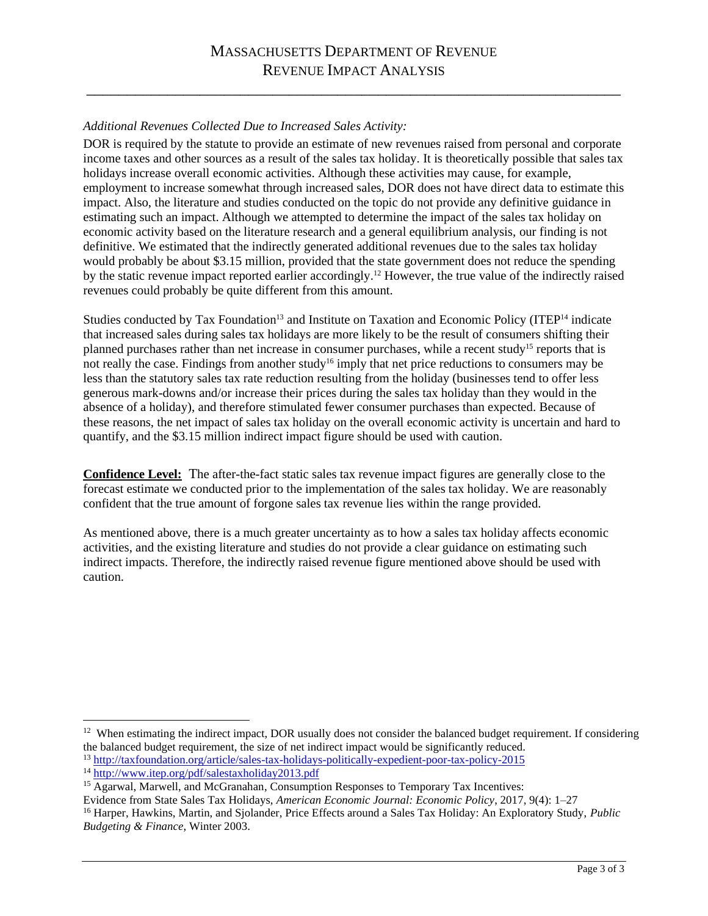*Additional Revenues Collected Due to Increased Sales Activity:*

DOR is required by the statute to provide an estimate of new revenues raised from personal and corporate income taxes and other sources as a result of the sales tax holiday. It is theoretically possible that sales tax holidays increase overall economic activities. Although these activities may cause, for example, employment to increase somewhat through increased sales, DOR does not have direct data to estimate this impact. Also, the literature and studies conducted on the topic do not provide any definitive guidance in estimating such an impact. Although we attempted to determine the impact of the sales tax holiday on economic activity based on the literature research and a general equilibrium analysis, our finding is not definitive. We estimated that the indirectly generated additional revenues due to the sales tax holiday would probably be about $3.15 million, provided that the state government does not reduce the spending by the static revenue impact reported earlier accordingly.[12] However, the true value of the indirectly raised revenues could probably be quite different from this amount.

Studies conducted by Tax Foundation[13] and Institute on Taxation and Economic Policy (ITEP[14] indicate that increased sales during sales tax holidays are more likely to be the result of consumers shifting their planned purchases rather than net increase in consumer purchases, while a recent study[15] reports that is not really the case. Findings from another study[16] imply that net price reductions to consumers may be less than the statutory sales tax rate reduction resulting from the holiday (businesses tend to offer less generous mark-downs and/or increase their prices during the sales tax holiday than they would in the absence of a holiday), and therefore stimulated fewer consumer purchases than expected. Because of these reasons, the net impact of sales tax holiday on the overall economic activity is uncertain and hard to quantify, and the $3.15 million indirect impact figure should be used with caution.

**Confidence Level:** The after-the-fact static sales tax revenue impact figures are generally close to the forecast estimate we conducted prior to the implementation of the sales tax holiday. We are reasonably confident that the true amount of forgone sales tax revenue lies within the range provided.

As mentioned above, there is a much greater uncertainty as to how a sales tax holiday affects economic activities, and the existing literature and studies do not provide a clear guidance on estimating such indirect impacts. Therefore, the indirectly raised revenue figure mentioned above should be used with caution.

---

[12] When estimating the indirect impact, DOR usually does not consider the balanced budget requirement. If considering the balanced budget requirement, the size of net indirect impact would be significantly reduced.

[13] http://taxfoundation.org/article/sales-tax-holidays-politically-expedient-poor-tax-policy-2015

[14] http://www.itep.org/pdf/salestaxholiday2013.pdf

[15] Agarwal, Marwell, and McGranahan, Consumption Responses to Temporary Tax Incentives: Evidence from State Sales Tax Holidays, *American Economic Journal: Economic Policy*, 2017, 9(4): 1–27

[16] Harper, Hawkins, Martin, and Sjolander, Price Effects around a Sales Tax Holiday: An Exploratory Study, *Public Budgeting & Finance*, Winter 2003.